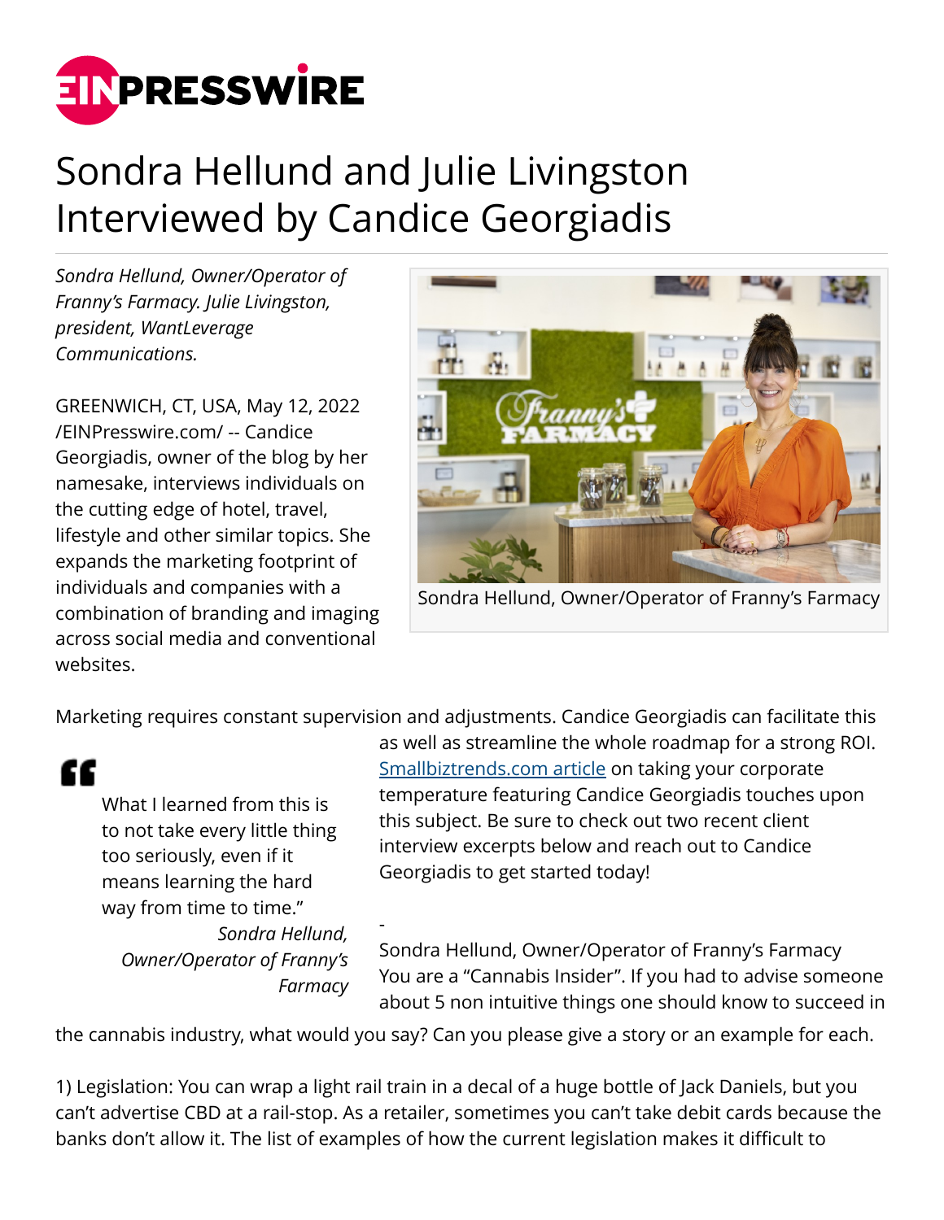# Sondra Hellund and Julie Livingston Interviewed by Candice Georgiadis

*Sondra Hellund, Owner/Operator of Franny's Farmacy. Julie Livingston, president, WantLeverage Communications.*

GREENWICH, CT, USA, May 12, 2022 /EINPresswire.com/ -- Candice Georgiadis, owner of the blog by her namesake, interviews individuals on the cutting edge of hotel, travel, lifestyle and other similar topics. She expands the marketing footprint of individuals and companies with a combination of branding and imaging across social media and conventional websites.

Sondra Hellund, Owner/Operator of Franny's Farmacy

Marketing requires constant supervision and adjustments. Candice Georgiadis can facilitate this as well as streamline the whole roadmap for a strong ROI. [Smallbiztrends.com article](Smallbiztrends.com article) on taking your corporate temperature featuring Candice Georgiadis touches upon this subject. Be sure to check out two recent client interview excerpts below and reach out to Candice Georgiadis to get started today!

> "What I learned from this is to not take every little thing too seriously, even if it means learning the hard way from time to time."
>
> *Sondra Hellund, Owner/Operator of Franny's Farmacy*

-

Sondra Hellund, Owner/Operator of Franny's Farmacy
You are a "Cannabis Insider". If you had to advise someone about 5 non intuitive things one should know to succeed in the cannabis industry, what would you say? Can you please give a story or an example for each.

1) Legislation: You can wrap a light rail train in a decal of a huge bottle of Jack Daniels, but you can't advertise CBD at a rail-stop. As a retailer, sometimes you can't take debit cards because the banks don't allow it. The list of examples of how the current legislation makes it difficult to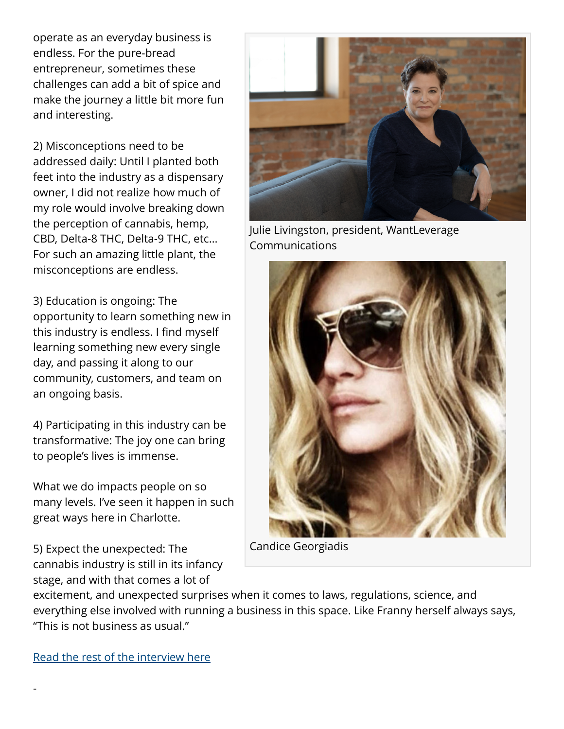operate as an everyday business is endless. For the pure-bread entrepreneur, sometimes these challenges can add a bit of spice and make the journey a little bit more fun and interesting.

2) Misconceptions need to be addressed daily: Until I planted both feet into the industry as a dispensary owner, I did not realize how much of my role would involve breaking down the perception of cannabis, hemp, CBD, Delta-8 THC, Delta-9 THC, etc… For such an amazing little plant, the misconceptions are endless.

3) Education is ongoing: The opportunity to learn something new in this industry is endless. I find myself learning something new every single day, and passing it along to our community, customers, and team on an ongoing basis.

4) Participating in this industry can be transformative: The joy one can bring to people's lives is immense.

What we do impacts people on so many levels. I've seen it happen in such great ways here in Charlotte.

5) Expect the unexpected: The cannabis industry is still in its infancy stage, and with that comes a lot of excitement, and unexpected surprises when it comes to laws, regulations, science, and everything else involved with running a business in this space. Like Franny herself always says, "This is not business as usual."

Julie Livingston, president, WantLeverage Communications

Candice Georgiadis

[Read the rest of the interview here]

-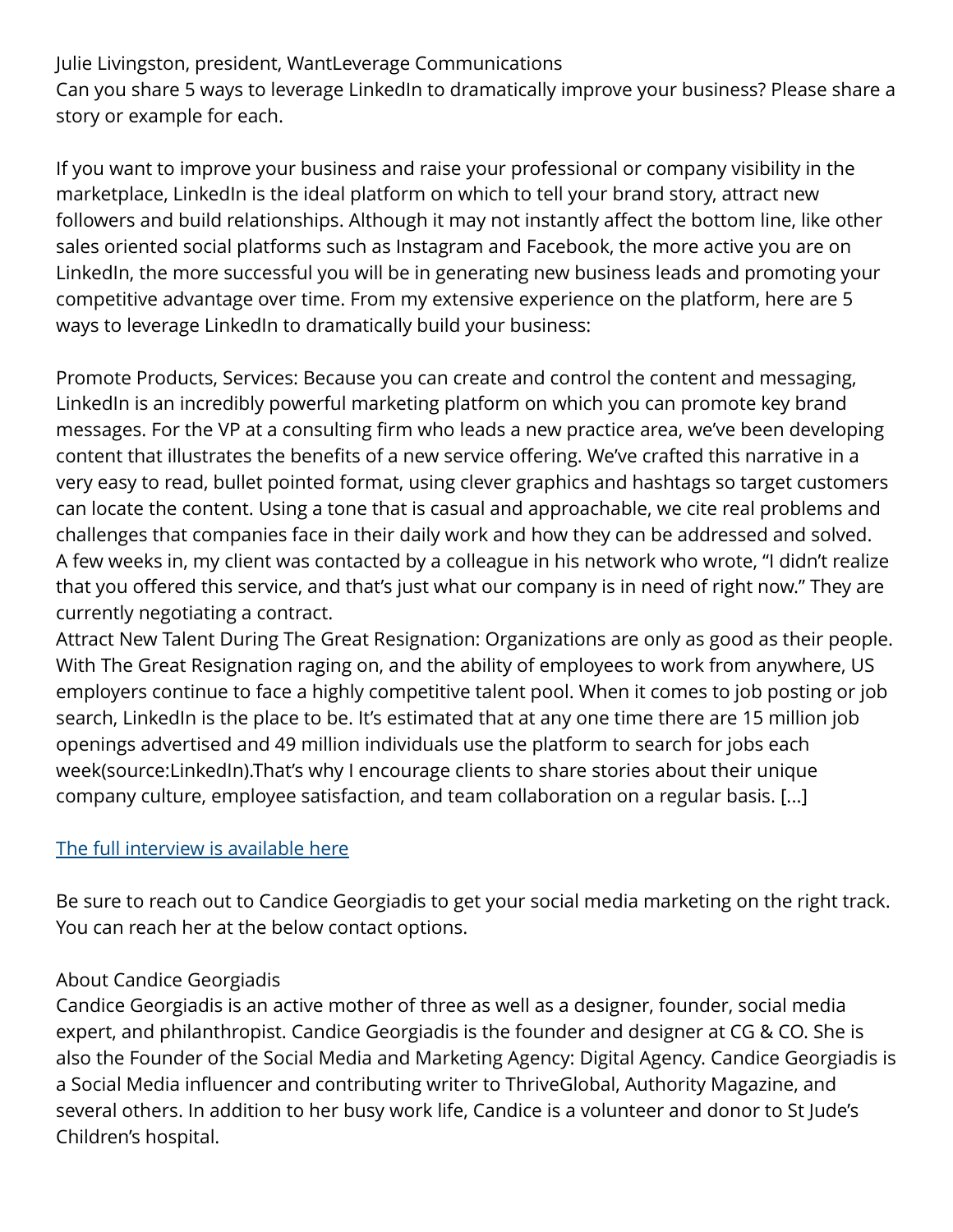Julie Livingston, president, WantLeverage Communications
Can you share 5 ways to leverage LinkedIn to dramatically improve your business? Please share a story or example for each.

If you want to improve your business and raise your professional or company visibility in the marketplace, LinkedIn is the ideal platform on which to tell your brand story, attract new followers and build relationships. Although it may not instantly affect the bottom line, like other sales oriented social platforms such as Instagram and Facebook, the more active you are on LinkedIn, the more successful you will be in generating new business leads and promoting your competitive advantage over time. From my extensive experience on the platform, here are 5 ways to leverage LinkedIn to dramatically build your business:

Promote Products, Services: Because you can create and control the content and messaging, LinkedIn is an incredibly powerful marketing platform on which you can promote key brand messages. For the VP at a consulting firm who leads a new practice area, we've been developing content that illustrates the benefits of a new service offering. We've crafted this narrative in a very easy to read, bullet pointed format, using clever graphics and hashtags so target customers can locate the content. Using a tone that is casual and approachable, we cite real problems and challenges that companies face in their daily work and how they can be addressed and solved. A few weeks in, my client was contacted by a colleague in his network who wrote, "I didn't realize that you offered this service, and that's just what our company is in need of right now." They are currently negotiating a contract.
Attract New Talent During The Great Resignation: Organizations are only as good as their people. With The Great Resignation raging on, and the ability of employees to work from anywhere, US employers continue to face a highly competitive talent pool. When it comes to job posting or job search, LinkedIn is the place to be. It's estimated that at any one time there are 15 million job openings advertised and 49 million individuals use the platform to search for jobs each week(source:LinkedIn).That's why I encourage clients to share stories about their unique company culture, employee satisfaction, and team collaboration on a regular basis. […]

[The full interview is available here]

Be sure to reach out to Candice Georgiadis to get your social media marketing on the right track. You can reach her at the below contact options.

About Candice Georgiadis
Candice Georgiadis is an active mother of three as well as a designer, founder, social media expert, and philanthropist. Candice Georgiadis is the founder and designer at CG & CO. She is also the Founder of the Social Media and Marketing Agency: Digital Agency. Candice Georgiadis is a Social Media influencer and contributing writer to ThriveGlobal, Authority Magazine, and several others. In addition to her busy work life, Candice is a volunteer and donor to St Jude's Children's hospital.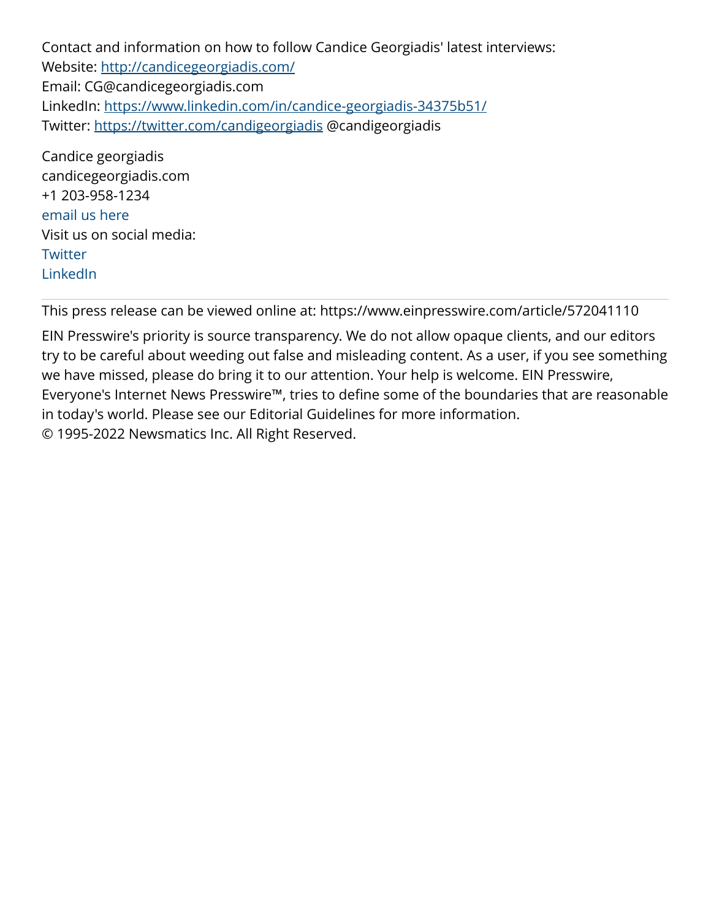Contact and information on how to follow Candice Georgiadis' latest interviews:
Website: http://candicegeorgiadis.com/
Email: CG@candicegeorgiadis.com
LinkedIn: https://www.linkedin.com/in/candice-georgiadis-34375b51/
Twitter: https://twitter.com/candigeorgiadis @candigeorgiadis

Candice georgiadis
candicegeorgiadis.com
+1 203-958-1234
email us here
Visit us on social media:
Twitter
LinkedIn

---

This press release can be viewed online at: https://www.einpresswire.com/article/572041110

EIN Presswire's priority is source transparency. We do not allow opaque clients, and our editors try to be careful about weeding out false and misleading content. As a user, if you see something we have missed, please do bring it to our attention. Your help is welcome. EIN Presswire, Everyone's Internet News Presswire™, tries to define some of the boundaries that are reasonable in today's world. Please see our Editorial Guidelines for more information.
© 1995-2022 Newsmatics Inc. All Right Reserved.